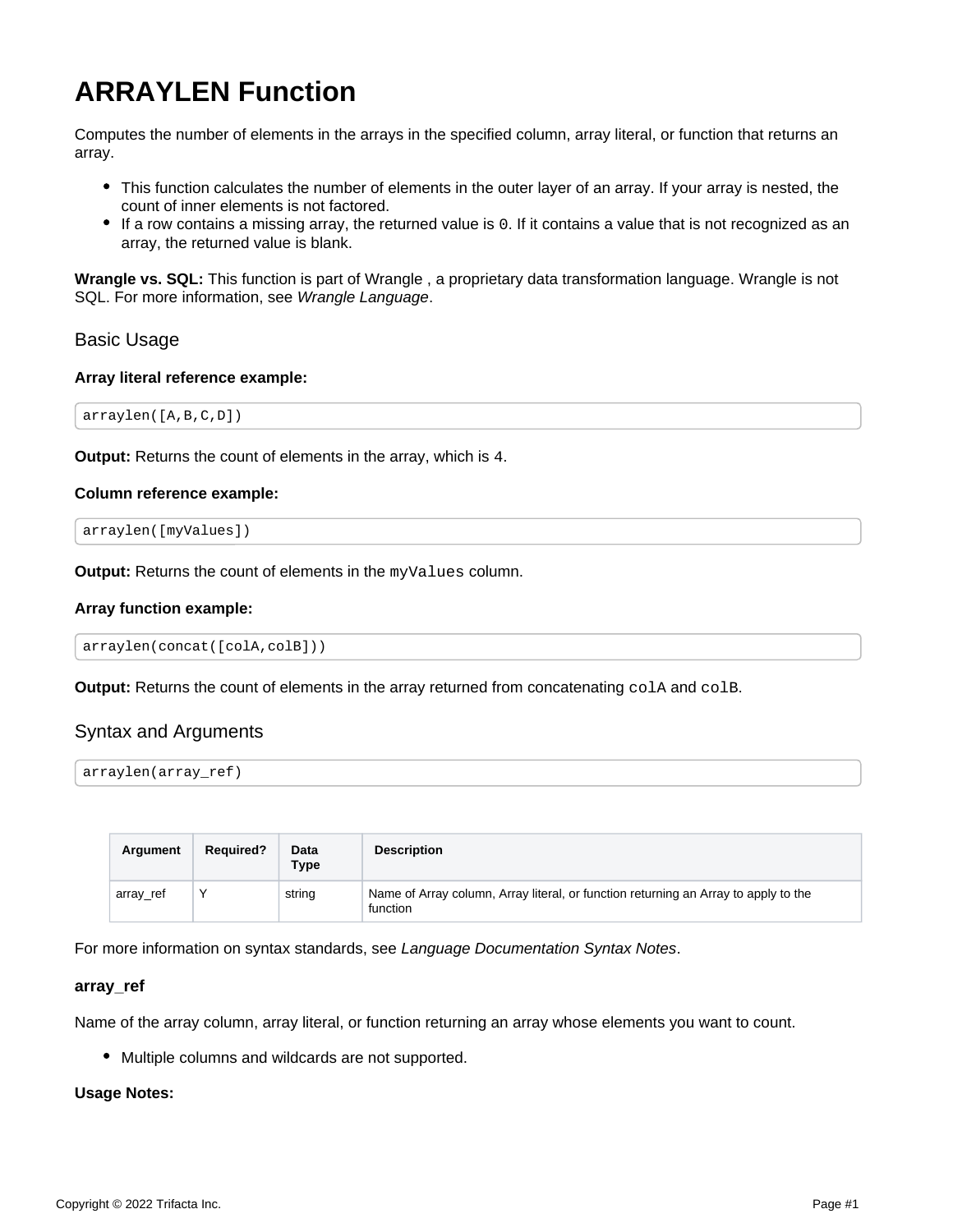# ARRAYLEN Function

Computes the number of elements in the arrays in the specified column, array literal, or function that returns an array.

- This function calculates the number of elements in the outer layer of an array. If your array is nested, the count of inner elements is not factored.
- If a row contains a missing array, the returned value is `0`. If it contains a value that is not recognized as an array, the returned value is blank.

**Wrangle vs. SQL:** This function is part of Wrangle , a proprietary data transformation language. Wrangle is not SQL. For more information, see *Wrangle Language*.

## Basic Usage

**Array literal reference example:**

```
arraylen([A,B,C,D])
```

**Output:** Returns the count of elements in the array, which is `4`.

**Column reference example:**

```
arraylen([myValues])
```

**Output:** Returns the count of elements in the `myValues` column.

**Array function example:**

```
arraylen(concat([colA,colB]))
```

**Output:** Returns the count of elements in the array returned from concatenating `colA` and `colB`.

## Syntax and Arguments

```
arraylen(array_ref)
```

| Argument | Required? | Data Type | Description |
| --- | --- | --- | --- |
| array_ref | Y | string | Name of Array column, Array literal, or function returning an Array to apply to the function |

For more information on syntax standards, see *Language Documentation Syntax Notes*.

**array_ref**

Name of the array column, array literal, or function returning an array whose elements you want to count.

- Multiple columns and wildcards are not supported.

**Usage Notes:**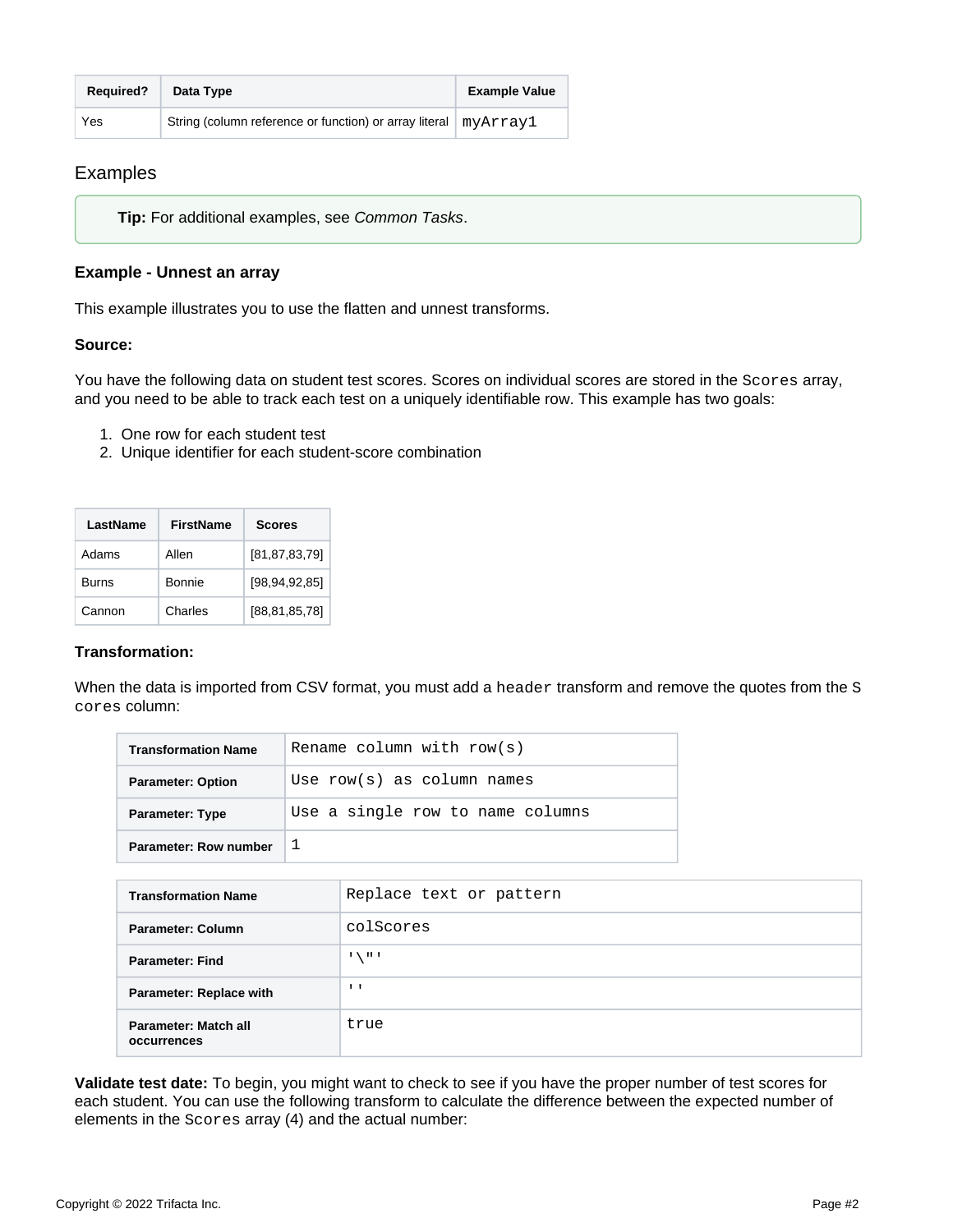| Required? | Data Type | Example Value |
| --- | --- | --- |
| Yes | String (column reference or function) or array literal | `myArray1` |

## Examples

**Tip:** For additional examples, see *Common Tasks*.

### Example - Unnest an array

This example illustrates you to use the flatten and unnest transforms.

**Source:**

You have the following data on student test scores. Scores on individual scores are stored in the `Scores` array, and you need to be able to track each test on a uniquely identifiable row. This example has two goals:

1. One row for each student test
2. Unique identifier for each student-score combination

| LastName | FirstName | Scores |
| --- | --- | --- |
| Adams | Allen | [81,87,83,79] |
| Burns | Bonnie | [98,94,92,85] |
| Cannon | Charles | [88,81,85,78] |

**Transformation:**

When the data is imported from CSV format, you must add a `header` transform and remove the quotes from the `Scores` column:

| Transformation Name | `Rename column with row(s)` |
| --- | --- |
| **Parameter: Option** | `Use row(s) as column names` |
| **Parameter: Type** | `Use a single row to name columns` |
| **Parameter: Row number** | `1` |

| Transformation Name | `Replace text or pattern` |
| --- | --- |
| **Parameter: Column** | `colScores` |
| **Parameter: Find** | `'\"'` |
| **Parameter: Replace with** | `''` |
| **Parameter: Match all occurrences** | `true` |

**Validate test date:** To begin, you might want to check to see if you have the proper number of test scores for each student. You can use the following transform to calculate the difference between the expected number of elements in the `Scores` array (4) and the actual number: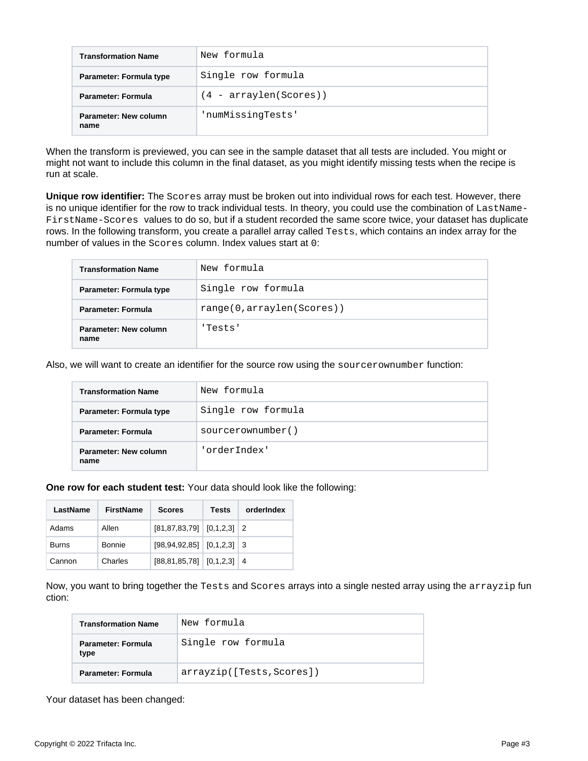| Transformation Name | New formula |
| --- | --- |
| Parameter: Formula type | Single row formula |
| Parameter: Formula | (4 - arraylen(Scores)) |
| Parameter: New column name | 'numMissingTests' |

When the transform is previewed, you can see in the sample dataset that all tests are included. You might or might not want to include this column in the final dataset, as you might identify missing tests when the recipe is run at scale.

**Unique row identifier:** The `Scores` array must be broken out into individual rows for each test. However, there is no unique identifier for the row to track individual tests. In theory, you could use the combination of `LastName-FirstName-Scores` values to do so, but if a student recorded the same score twice, your dataset has duplicate rows. In the following transform, you create a parallel array called `Tests`, which contains an index array for the number of values in the `Scores` column. Index values start at `0`:

| Transformation Name | New formula |
| --- | --- |
| Parameter: Formula type | Single row formula |
| Parameter: Formula | range(0,arraylen(Scores)) |
| Parameter: New column name | 'Tests' |

Also, we will want to create an identifier for the source row using the `sourcerownumber` function:

| Transformation Name | New formula |
| --- | --- |
| Parameter: Formula type | Single row formula |
| Parameter: Formula | sourcerownumber() |
| Parameter: New column name | 'orderIndex' |

**One row for each student test:** Your data should look like the following:

| LastName | FirstName | Scores | Tests | orderIndex |
| --- | --- | --- | --- | --- |
| Adams | Allen | [81,87,83,79] | [0,1,2,3] | 2 |
| Burns | Bonnie | [98,94,92,85] | [0,1,2,3] | 3 |
| Cannon | Charles | [88,81,85,78] | [0,1,2,3] | 4 |

Now, you want to bring together the `Tests` and `Scores` arrays into a single nested array using the `arrayzip` function:

| Transformation Name | New formula |
| --- | --- |
| Parameter: Formula type | Single row formula |
| Parameter: Formula | arrayzip([Tests,Scores]) |

Your dataset has been changed: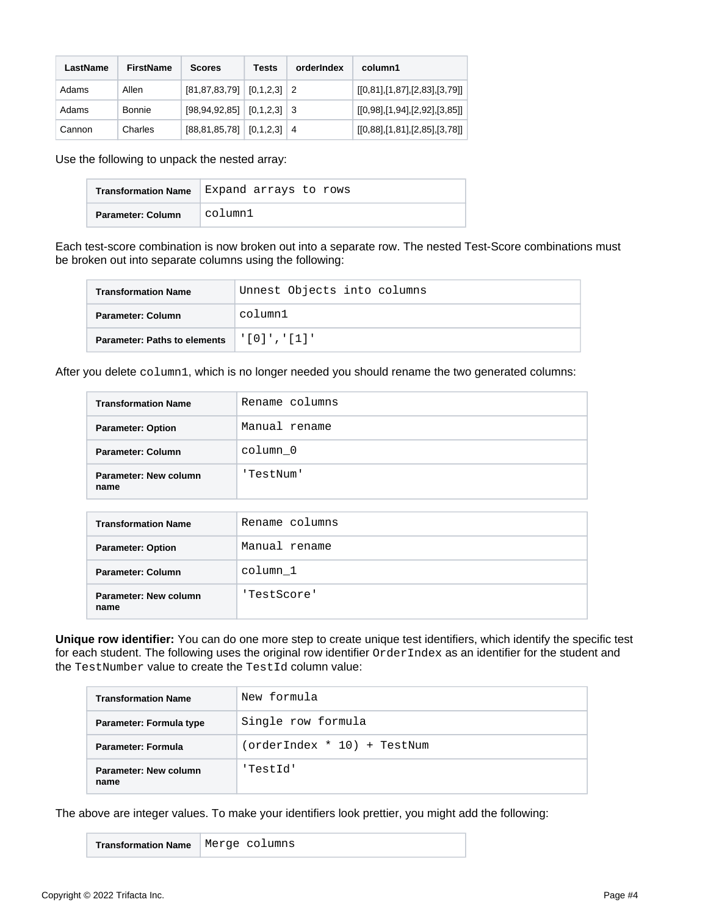| LastName | FirstName | Scores | Tests | orderIndex | column1 |
| --- | --- | --- | --- | --- | --- |
| Adams | Allen | [81,87,83,79] | [0,1,2,3] | 2 | [[0,81],[1,87],[2,83],[3,79]] |
| Adams | Bonnie | [98,94,92,85] | [0,1,2,3] | 3 | [[0,98],[1,94],[2,92],[3,85]] |
| Cannon | Charles | [88,81,85,78] | [0,1,2,3] | 4 | [[0,88],[1,81],[2,85],[3,78]] |

Use the following to unpack the nested array:

| Transformation Name | `Expand arrays to rows` |
| --- | --- |
| Parameter: Column | `column1` |

Each test-score combination is now broken out into a separate row. The nested Test-Score combinations must be broken out into separate columns using the following:

| Transformation Name | `Unnest Objects into columns` |
| --- | --- |
| Parameter: Column | `column1` |
| Parameter: Paths to elements | `'[0]','[1]'` |

After you delete `column1`, which is no longer needed you should rename the two generated columns:

| Transformation Name | `Rename columns` |
| --- | --- |
| Parameter: Option | `Manual rename` |
| Parameter: Column | `column_0` |
| Parameter: New column name | `'TestNum'` |

| Transformation Name | `Rename columns` |
| --- | --- |
| Parameter: Option | `Manual rename` |
| Parameter: Column | `column_1` |
| Parameter: New column name | `'TestScore'` |

**Unique row identifier:** You can do one more step to create unique test identifiers, which identify the specific test for each student. The following uses the original row identifier `OrderIndex` as an identifier for the student and the `TestNumber` value to create the `TestId` column value:

| Transformation Name | `New formula` |
| --- | --- |
| Parameter: Formula type | `Single row formula` |
| Parameter: Formula | `(orderIndex * 10) + TestNum` |
| Parameter: New column name | `'TestId'` |

The above are integer values. To make your identifiers look prettier, you might add the following:

| Transformation Name | `Merge columns` |
| --- | --- |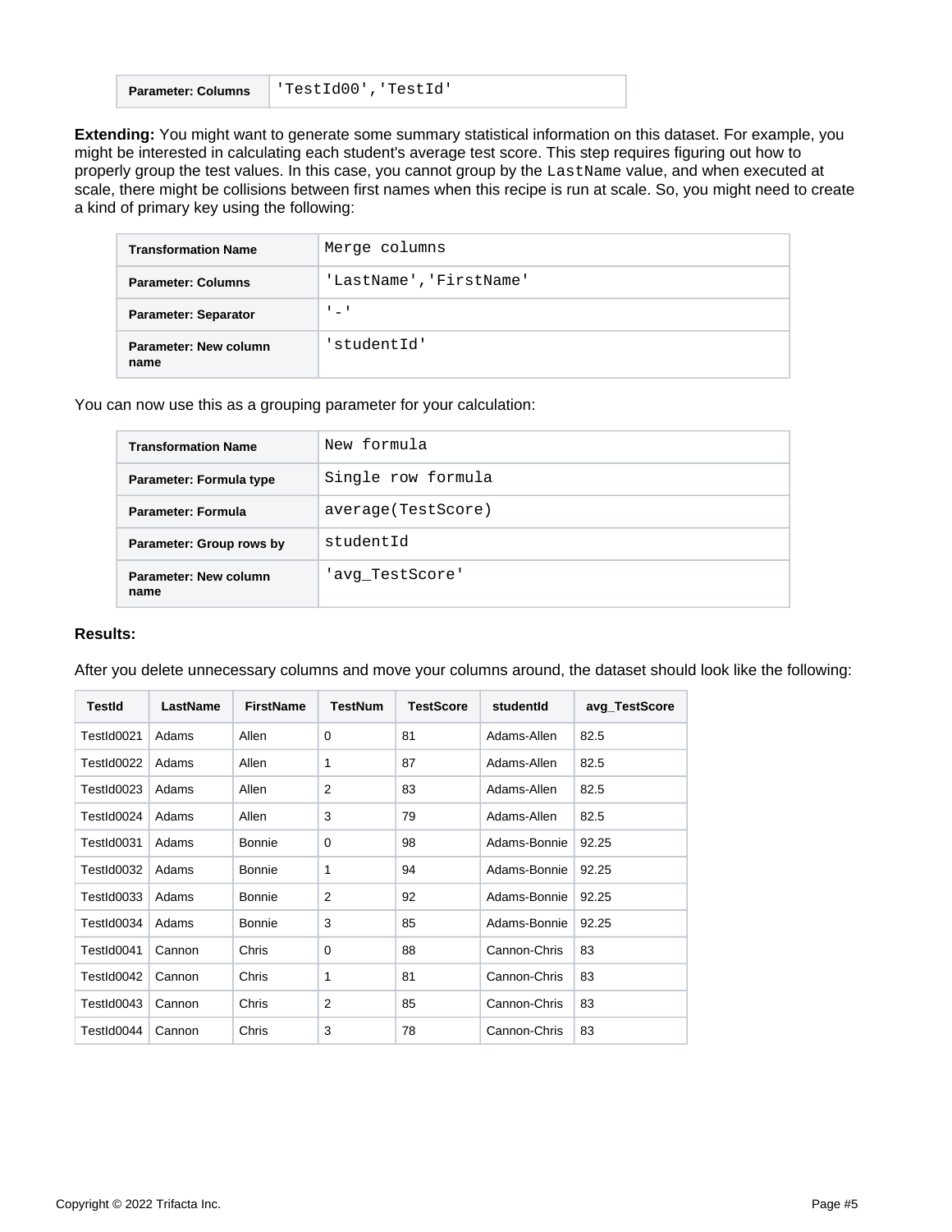| | |
|---|---|
| **Parameter: Columns** | 'TestId00','TestId' |

**Extending:** You might want to generate some summary statistical information on this dataset. For example, you might be interested in calculating each student's average test score. This step requires figuring out how to properly group the test values. In this case, you cannot group by the `LastName` value, and when executed at scale, there might be collisions between first names when this recipe is run at scale. So, you might need to create a kind of primary key using the following:

| | |
|---|---|
| **Transformation Name** | `Merge columns` |
| **Parameter: Columns** | `'LastName','FirstName'` |
| **Parameter: Separator** | `'-'` |
| **Parameter: New column name** | `'studentId'` |

You can now use this as a grouping parameter for your calculation:

| | |
|---|---|
| **Transformation Name** | `New formula` |
| **Parameter: Formula type** | `Single row formula` |
| **Parameter: Formula** | `average(TestScore)` |
| **Parameter: Group rows by** | `studentId` |
| **Parameter: New column name** | `'avg_TestScore'` |

**Results:**

After you delete unnecessary columns and move your columns around, the dataset should look like the following:

| TestId | LastName | FirstName | TestNum | TestScore | studentId | avg_TestScore |
|---|---|---|---|---|---|---|
| TestId0021 | Adams | Allen | 0 | 81 | Adams-Allen | 82.5 |
| TestId0022 | Adams | Allen | 1 | 87 | Adams-Allen | 82.5 |
| TestId0023 | Adams | Allen | 2 | 83 | Adams-Allen | 82.5 |
| TestId0024 | Adams | Allen | 3 | 79 | Adams-Allen | 82.5 |
| TestId0031 | Adams | Bonnie | 0 | 98 | Adams-Bonnie | 92.25 |
| TestId0032 | Adams | Bonnie | 1 | 94 | Adams-Bonnie | 92.25 |
| TestId0033 | Adams | Bonnie | 2 | 92 | Adams-Bonnie | 92.25 |
| TestId0034 | Adams | Bonnie | 3 | 85 | Adams-Bonnie | 92.25 |
| TestId0041 | Cannon | Chris | 0 | 88 | Cannon-Chris | 83 |
| TestId0042 | Cannon | Chris | 1 | 81 | Cannon-Chris | 83 |
| TestId0043 | Cannon | Chris | 2 | 85 | Cannon-Chris | 83 |
| TestId0044 | Cannon | Chris | 3 | 78 | Cannon-Chris | 83 |